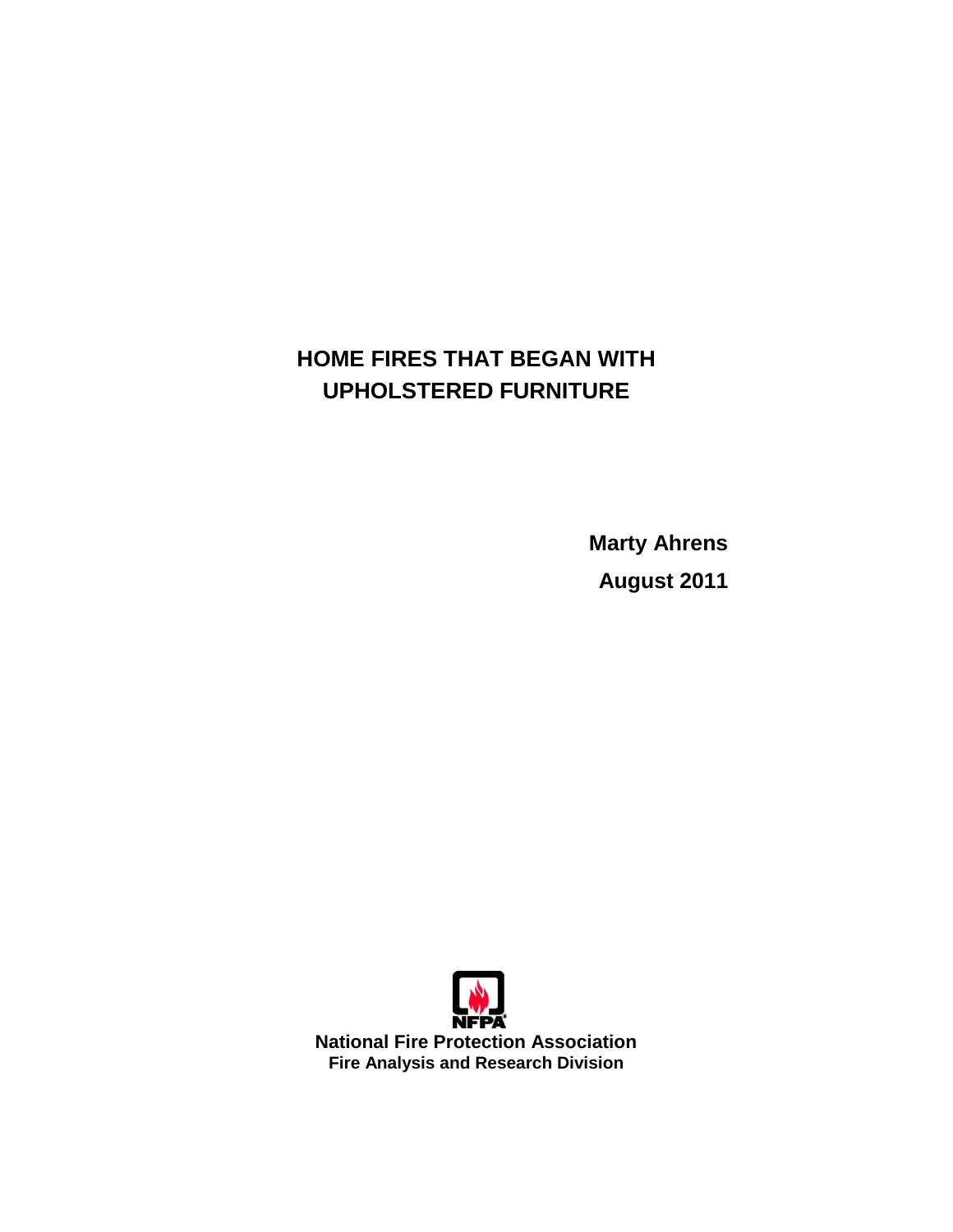# HOME FIRES THAT BEGAN WITH UPHOLSTERED FURNITURE

**Marty Ahrens**

**August 2011**

**National Fire Protection Association**

**Fire Analysis and Research Division**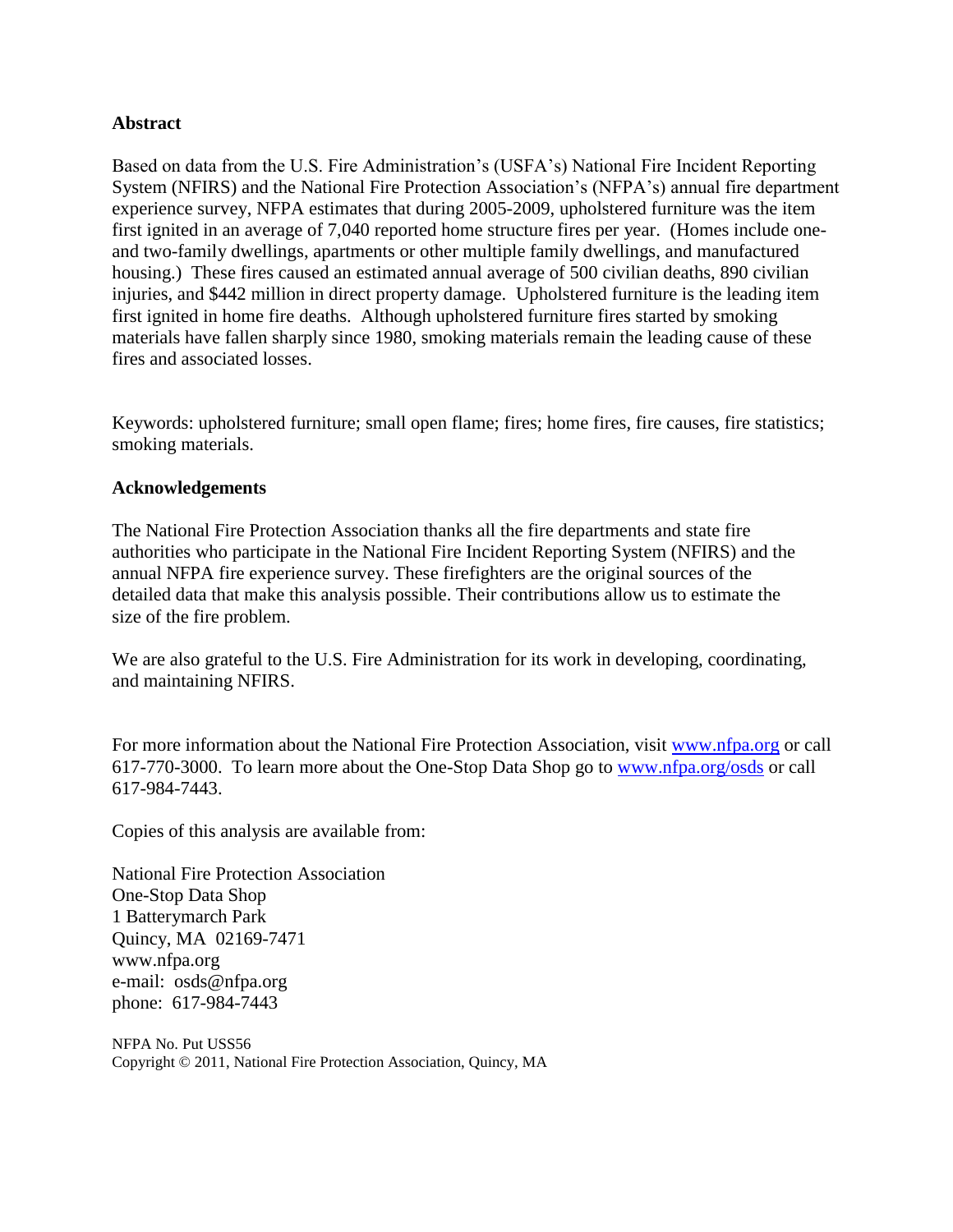## Abstract

Based on data from the U.S. Fire Administration's (USFA's) National Fire Incident Reporting System (NFIRS) and the National Fire Protection Association's (NFPA's) annual fire department experience survey, NFPA estimates that during 2005-2009, upholstered furniture was the item first ignited in an average of 7,040 reported home structure fires per year. (Homes include one- and two-family dwellings, apartments or other multiple family dwellings, and manufactured housing.) These fires caused an estimated annual average of 500 civilian deaths, 890 civilian injuries, and $442 million in direct property damage. Upholstered furniture is the leading item first ignited in home fire deaths. Although upholstered furniture fires started by smoking materials have fallen sharply since 1980, smoking materials remain the leading cause of these fires and associated losses.

Keywords: upholstered furniture; small open flame; fires; home fires, fire causes, fire statistics; smoking materials.

## Acknowledgements

The National Fire Protection Association thanks all the fire departments and state fire authorities who participate in the National Fire Incident Reporting System (NFIRS) and the annual NFPA fire experience survey. These firefighters are the original sources of the detailed data that make this analysis possible. Their contributions allow us to estimate the size of the fire problem.

We are also grateful to the U.S. Fire Administration for its work in developing, coordinating, and maintaining NFIRS.

For more information about the National Fire Protection Association, visit [www.nfpa.org](http://www.nfpa.org) or call 617-770-3000. To learn more about the One-Stop Data Shop go to [www.nfpa.org/osds](http://www.nfpa.org/osds) or call 617-984-7443.

Copies of this analysis are available from:

National Fire Protection Association
One-Stop Data Shop
1 Batterymarch Park
Quincy, MA 02169-7471
www.nfpa.org
e-mail: osds@nfpa.org
phone: 617-984-7443

NFPA No. Put USS56
Copyright © 2011, National Fire Protection Association, Quincy, MA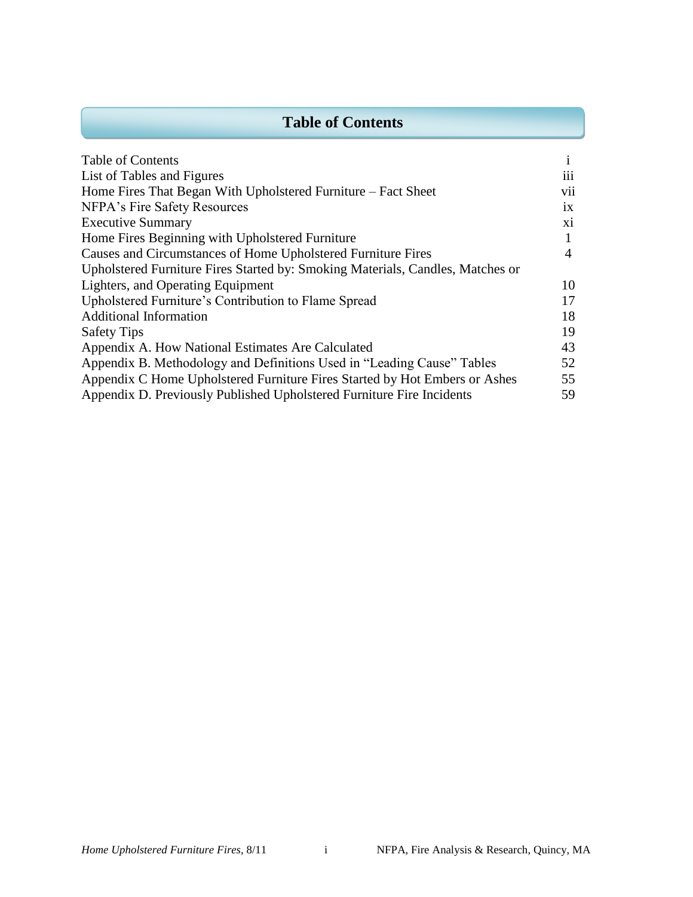# Table of Contents

| | |
|---|---|
| Table of Contents | i |
| List of Tables and Figures | iii |
| Home Fires That Began With Upholstered Furniture – Fact Sheet | vii |
| NFPA's Fire Safety Resources | ix |
| Executive Summary | xi |
| Home Fires Beginning with Upholstered Furniture | 1 |
| Causes and Circumstances of Home Upholstered Furniture Fires | 4 |
| Upholstered Furniture Fires Started by: Smoking Materials, Candles, Matches or Lighters, and Operating Equipment | 10 |
| Upholstered Furniture's Contribution to Flame Spread | 17 |
| Additional Information | 18 |
| Safety Tips | 19 |
| Appendix A. How National Estimates Are Calculated | 43 |
| Appendix B. Methodology and Definitions Used in "Leading Cause" Tables | 52 |
| Appendix C Home Upholstered Furniture Fires Started by Hot Embers or Ashes | 55 |
| Appendix D. Previously Published Upholstered Furniture Fire Incidents | 59 |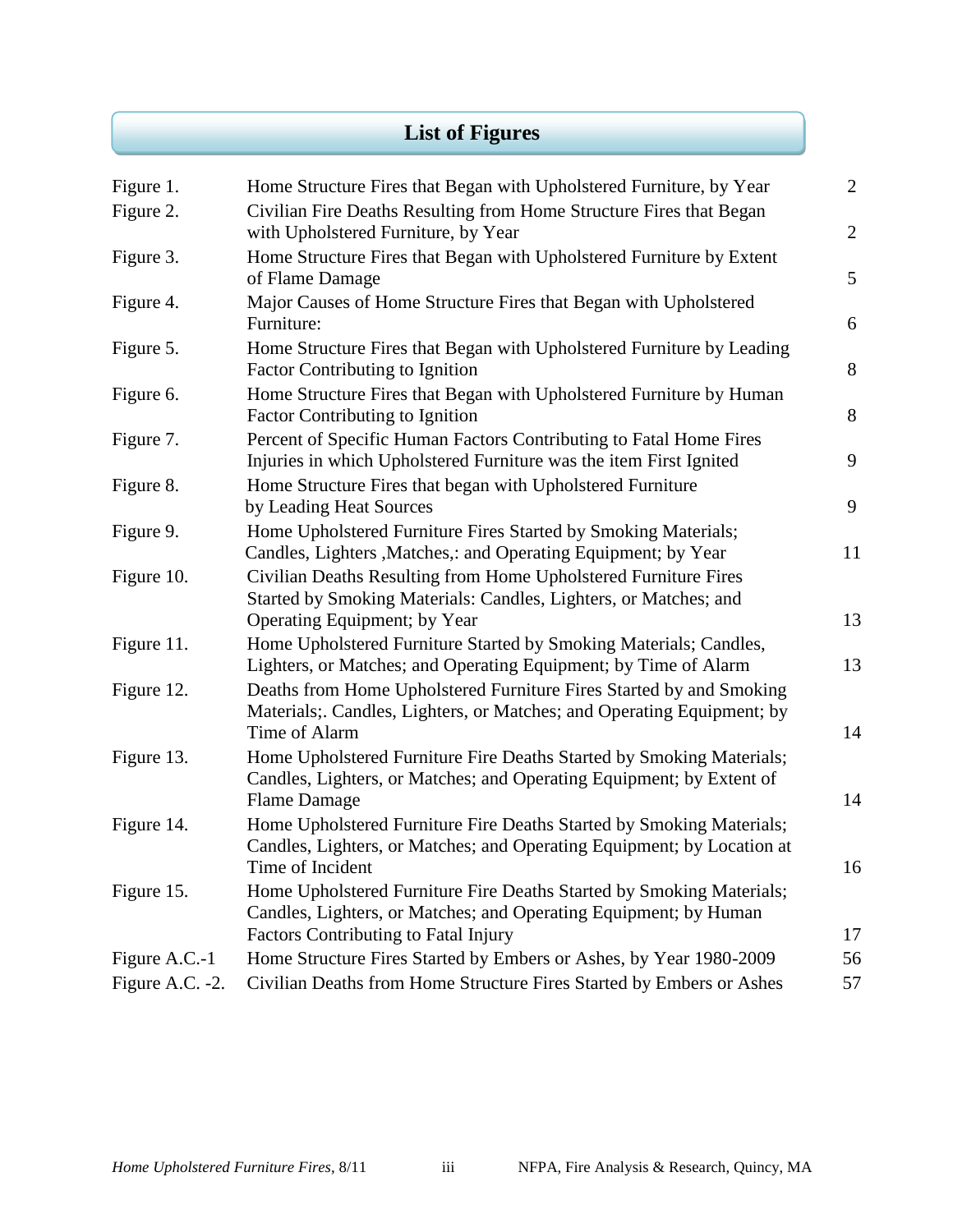# List of Figures

| Figure | Title | Page |
|---|---|---|
| Figure 1. | Home Structure Fires that Began with Upholstered Furniture, by Year | 2 |
| Figure 2. | Civilian Fire Deaths Resulting from Home Structure Fires that Began with Upholstered Furniture, by Year | 2 |
| Figure 3. | Home Structure Fires that Began with Upholstered Furniture by Extent of Flame Damage | 5 |
| Figure 4. | Major Causes of Home Structure Fires that Began with Upholstered Furniture: | 6 |
| Figure 5. | Home Structure Fires that Began with Upholstered Furniture by Leading Factor Contributing to Ignition | 8 |
| Figure 6. | Home Structure Fires that Began with Upholstered Furniture by Human Factor Contributing to Ignition | 8 |
| Figure 7. | Percent of Specific Human Factors Contributing to Fatal Home Fires Injuries in which Upholstered Furniture was the item First Ignited | 9 |
| Figure 8. | Home Structure Fires that began with Upholstered Furniture by Leading Heat Sources | 9 |
| Figure 9. | Home Upholstered Furniture Fires Started by Smoking Materials; Candles, Lighters ,Matches,: and Operating Equipment; by Year | 11 |
| Figure 10. | Civilian Deaths Resulting from Home Upholstered Furniture Fires Started by Smoking Materials: Candles, Lighters, or Matches; and Operating Equipment; by Year | 13 |
| Figure 11. | Home Upholstered Furniture Started by Smoking Materials; Candles, Lighters, or Matches; and Operating Equipment; by Time of Alarm | 13 |
| Figure 12. | Deaths from Home Upholstered Furniture Fires Started by and Smoking Materials;. Candles, Lighters, or Matches; and Operating Equipment; by Time of Alarm | 14 |
| Figure 13. | Home Upholstered Furniture Fire Deaths Started by Smoking Materials; Candles, Lighters, or Matches; and Operating Equipment; by Extent of Flame Damage | 14 |
| Figure 14. | Home Upholstered Furniture Fire Deaths Started by Smoking Materials; Candles, Lighters, or Matches; and Operating Equipment; by Location at Time of Incident | 16 |
| Figure 15. | Home Upholstered Furniture Fire Deaths Started by Smoking Materials; Candles, Lighters, or Matches; and Operating Equipment; by Human Factors Contributing to Fatal Injury | 17 |
| Figure A.C.-1 | Home Structure Fires Started by Embers or Ashes, by Year 1980-2009 | 56 |
| Figure A.C. -2. | Civilian Deaths from Home Structure Fires Started by Embers or Ashes | 57 |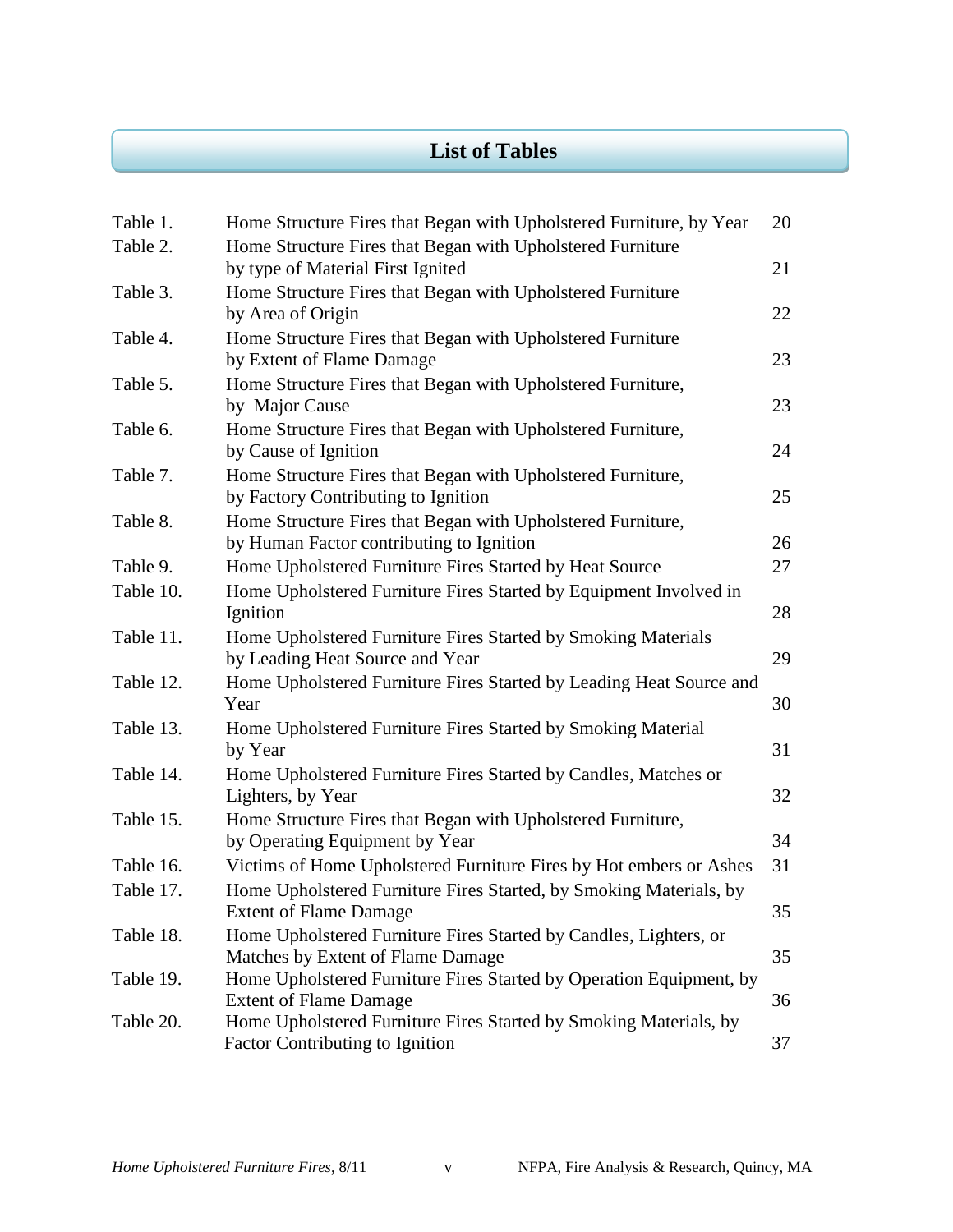# List of Tables

| | | |
|---|---|---|
| Table 1. | Home Structure Fires that Began with Upholstered Furniture, by Year | 20 |
| Table 2. | Home Structure Fires that Began with Upholstered Furniture by type of Material First Ignited | 21 |
| Table 3. | Home Structure Fires that Began with Upholstered Furniture by Area of Origin | 22 |
| Table 4. | Home Structure Fires that Began with Upholstered Furniture by Extent of Flame Damage | 23 |
| Table 5. | Home Structure Fires that Began with Upholstered Furniture, by Major Cause | 23 |
| Table 6. | Home Structure Fires that Began with Upholstered Furniture, by Cause of Ignition | 24 |
| Table 7. | Home Structure Fires that Began with Upholstered Furniture, by Factory Contributing to Ignition | 25 |
| Table 8. | Home Structure Fires that Began with Upholstered Furniture, by Human Factor contributing to Ignition | 26 |
| Table 9. | Home Upholstered Furniture Fires Started by Heat Source | 27 |
| Table 10. | Home Upholstered Furniture Fires Started by Equipment Involved in Ignition | 28 |
| Table 11. | Home Upholstered Furniture Fires Started by Smoking Materials by Leading Heat Source and Year | 29 |
| Table 12. | Home Upholstered Furniture Fires Started by Leading Heat Source and Year | 30 |
| Table 13. | Home Upholstered Furniture Fires Started by Smoking Material by Year | 31 |
| Table 14. | Home Upholstered Furniture Fires Started by Candles, Matches or Lighters, by Year | 32 |
| Table 15. | Home Structure Fires that Began with Upholstered Furniture, by Operating Equipment by Year | 34 |
| Table 16. | Victims of Home Upholstered Furniture Fires by Hot embers or Ashes | 31 |
| Table 17. | Home Upholstered Furniture Fires Started, by Smoking Materials, by Extent of Flame Damage | 35 |
| Table 18. | Home Upholstered Furniture Fires Started by Candles, Lighters, or Matches by Extent of Flame Damage | 35 |
| Table 19. | Home Upholstered Furniture Fires Started by Operation Equipment, by Extent of Flame Damage | 36 |
| Table 20. | Home Upholstered Furniture Fires Started by Smoking Materials, by Factor Contributing to Ignition | 37 |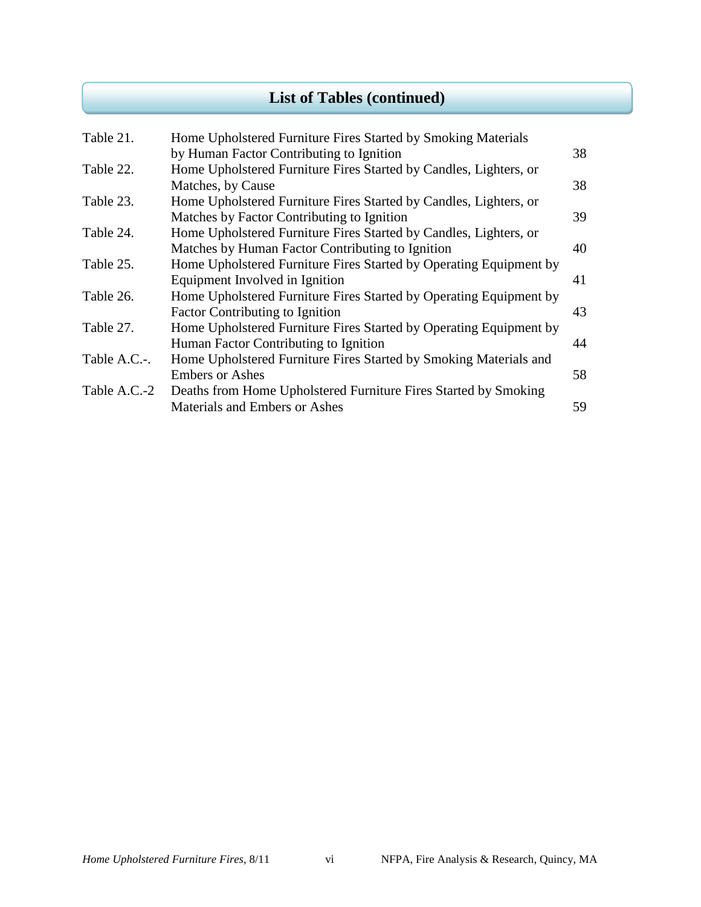## List of Tables (continued)

| | | |
|---|---|---|
| Table 21. | Home Upholstered Furniture Fires Started by Smoking Materials by Human Factor Contributing to Ignition | 38 |
| Table 22. | Home Upholstered Furniture Fires Started by Candles, Lighters, or Matches, by Cause | 38 |
| Table 23. | Home Upholstered Furniture Fires Started by Candles, Lighters, or Matches by Factor Contributing to Ignition | 39 |
| Table 24. | Home Upholstered Furniture Fires Started by Candles, Lighters, or Matches by Human Factor Contributing to Ignition | 40 |
| Table 25. | Home Upholstered Furniture Fires Started by Operating Equipment by Equipment Involved in Ignition | 41 |
| Table 26. | Home Upholstered Furniture Fires Started by Operating Equipment by Factor Contributing to Ignition | 43 |
| Table 27. | Home Upholstered Furniture Fires Started by Operating Equipment by Human Factor Contributing to Ignition | 44 |
| Table A.C.-. | Home Upholstered Furniture Fires Started by Smoking Materials and Embers or Ashes | 58 |
| Table A.C.-2 | Deaths from Home Upholstered Furniture Fires Started by Smoking Materials and Embers or Ashes | 59 |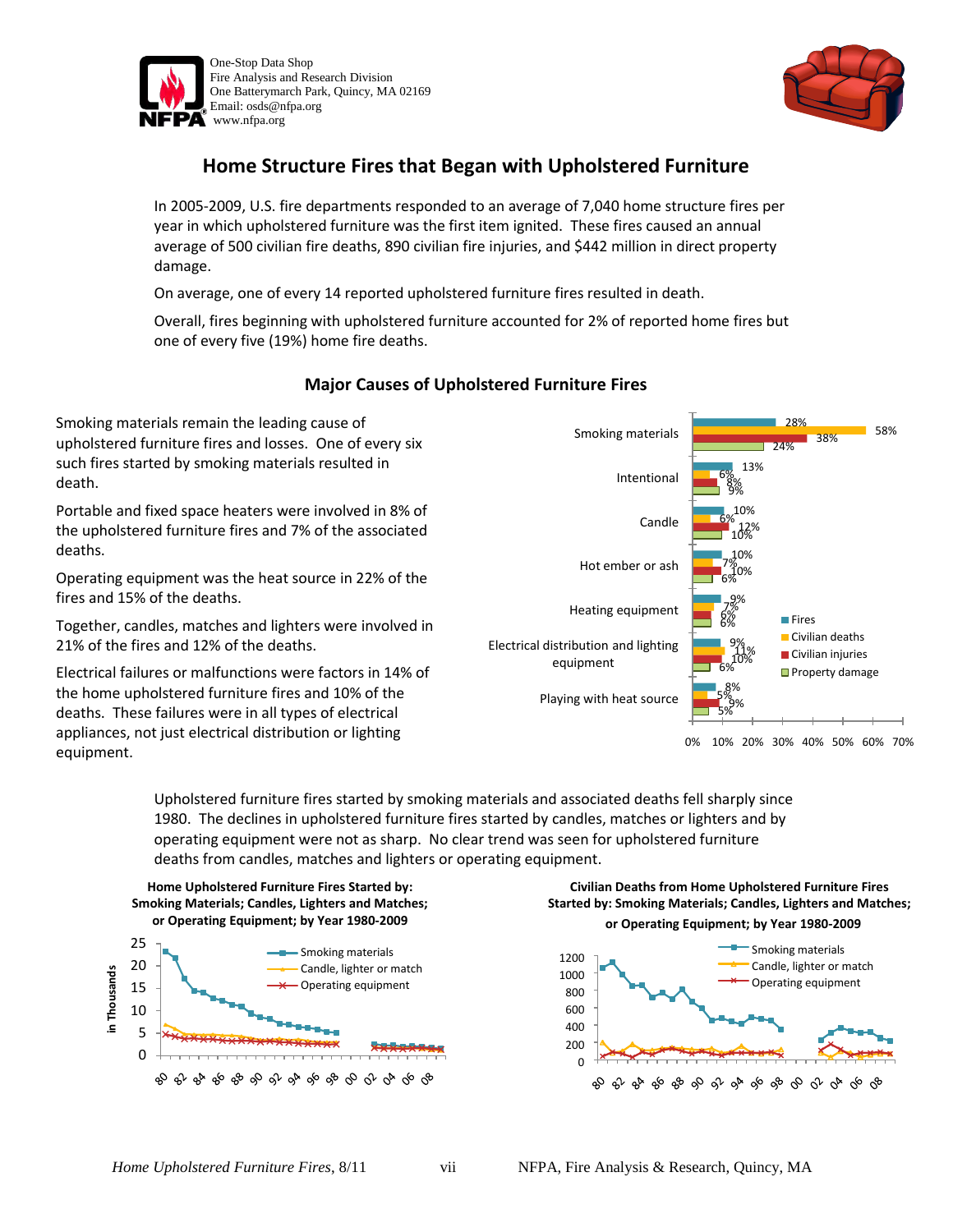One-Stop Data Shop
Fire Analysis and Research Division
One Batterymarch Park, Quincy, MA 02169
Email: osds@nfpa.org
www.nfpa.org

# Home Structure Fires that Began with Upholstered Furniture

In 2005-2009, U.S. fire departments responded to an average of 7,040 home structure fires per year in which upholstered furniture was the first item ignited. These fires caused an annual average of 500 civilian fire deaths, 890 civilian fire injuries, and $442 million in direct property damage.

On average, one of every 14 reported upholstered furniture fires resulted in death.

Overall, fires beginning with upholstered furniture accounted for 2% of reported home fires but one of every five (19%) home fire deaths.

## Major Causes of Upholstered Furniture Fires

Smoking materials remain the leading cause of upholstered furniture fires and losses. One of every six such fires started by smoking materials resulted in death.

Portable and fixed space heaters were involved in 8% of the upholstered furniture fires and 7% of the associated deaths.

Operating equipment was the heat source in 22% of the fires and 15% of the deaths.

Together, candles, matches and lighters were involved in 21% of the fires and 12% of the deaths.

Electrical failures or malfunctions were factors in 14% of the home upholstered furniture fires and 10% of the deaths. These failures were in all types of electrical appliances, not just electrical distribution or lighting equipment.

| Cause | Fires | Civilian deaths | Civilian injuries | Property damage |
|---|---|---|---|---|
| Smoking materials | 28% | 58% | 38% | 24% |
| Intentional | 13% | 6% | 8% | 9% |
| Candle | 10% | 6% | 12% | 10% |
| Hot ember or ash | 10% | 7% | 10% | 6% |
| Heating equipment | 9% | 7% | 6% | 6% |
| Electrical distribution and lighting equipment | 9% | 11% | 10% | 6% |
| Playing with heat source | 8% | 5% | 9% | 5% |

Upholstered furniture fires started by smoking materials and associated deaths fell sharply since 1980. The declines in upholstered furniture fires started by candles, matches or lighters and by operating equipment were not as sharp. No clear trend was seen for upholstered furniture deaths from candles, matches and lighters or operating equipment.

**Home Upholstered Furniture Fires Started by: Smoking Materials; Candles, Lighters and Matches; or Operating Equipment; by Year 1980-2009**

**Civilian Deaths from Home Upholstered Furniture Fires Started by: Smoking Materials; Candles, Lighters and Matches; or Operating Equipment; by Year 1980-2009**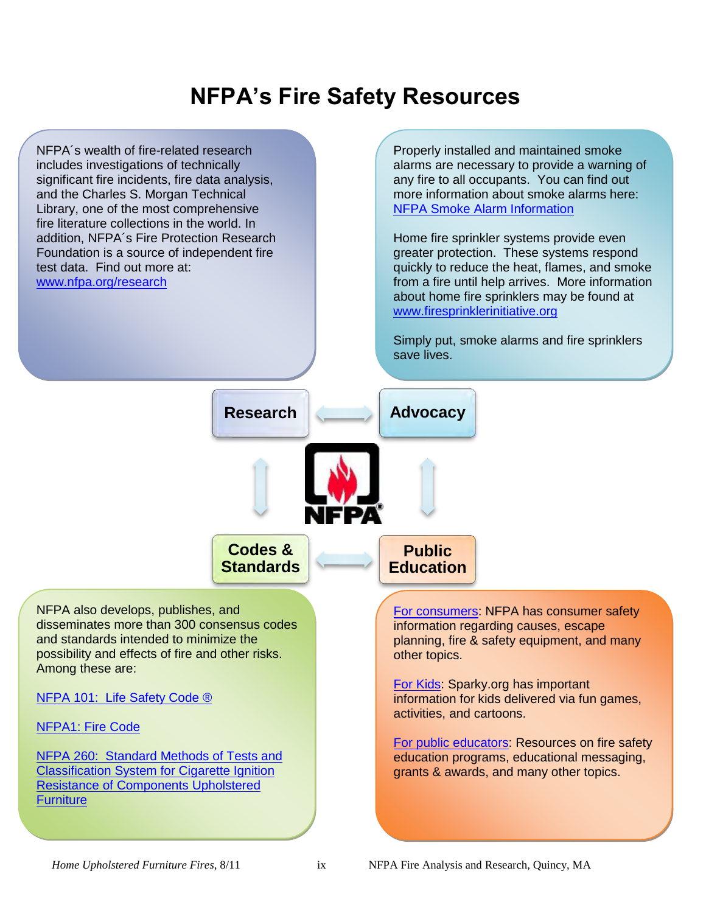# NFPA's Fire Safety Resources

NFPA´s wealth of fire-related research includes investigations of technically significant fire incidents, fire data analysis, and the Charles S. Morgan Technical Library, one of the most comprehensive fire literature collections in the world. In addition, NFPA´s Fire Protection Research Foundation is a source of independent fire test data. Find out more at: www.nfpa.org/research

Properly installed and maintained smoke alarms are necessary to provide a warning of any fire to all occupants. You can find out more information about smoke alarms here: NFPA Smoke Alarm Information

Home fire sprinkler systems provide even greater protection. These systems respond quickly to reduce the heat, flames, and smoke from a fire until help arrives. More information about home fire sprinklers may be found at www.firesprinklerinitiative.org

Simply put, smoke alarms and fire sprinklers save lives.

**Research** ↔ **Advocacy**

**Codes & Standards** ↔ **Public Education**

NFPA also develops, publishes, and disseminates more than 300 consensus codes and standards intended to minimize the possibility and effects of fire and other risks. Among these are:

NFPA 101: Life Safety Code ®

NFPA1: Fire Code

NFPA 260: Standard Methods of Tests and Classification System for Cigarette Ignition Resistance of Components Upholstered Furniture

For consumers: NFPA has consumer safety information regarding causes, escape planning, fire & safety equipment, and many other topics.

For Kids: Sparky.org has important information for kids delivered via fun games, activities, and cartoons.

For public educators: Resources on fire safety education programs, educational messaging, grants & awards, and many other topics.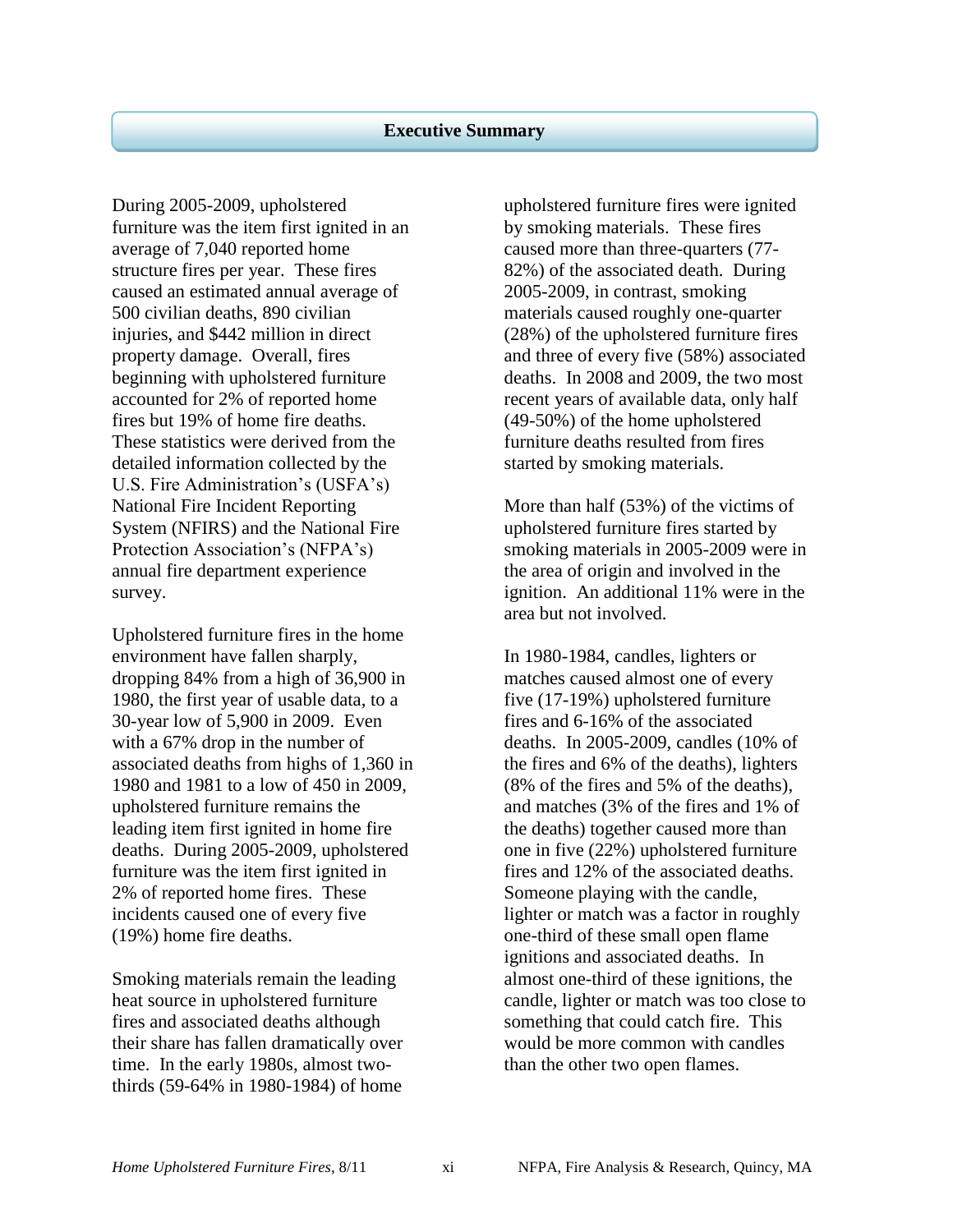## Executive Summary

During 2005-2009, upholstered furniture was the item first ignited in an average of 7,040 reported home structure fires per year. These fires caused an estimated annual average of 500 civilian deaths, 890 civilian injuries, and $442 million in direct property damage. Overall, fires beginning with upholstered furniture accounted for 2% of reported home fires but 19% of home fire deaths. These statistics were derived from the detailed information collected by the U.S. Fire Administration's (USFA's) National Fire Incident Reporting System (NFIRS) and the National Fire Protection Association's (NFPA's) annual fire department experience survey.

Upholstered furniture fires in the home environment have fallen sharply, dropping 84% from a high of 36,900 in 1980, the first year of usable data, to a 30-year low of 5,900 in 2009. Even with a 67% drop in the number of associated deaths from highs of 1,360 in 1980 and 1981 to a low of 450 in 2009, upholstered furniture remains the leading item first ignited in home fire deaths. During 2005-2009, upholstered furniture was the item first ignited in 2% of reported home fires. These incidents caused one of every five (19%) home fire deaths.

Smoking materials remain the leading heat source in upholstered furniture fires and associated deaths although their share has fallen dramatically over time. In the early 1980s, almost two-thirds (59-64% in 1980-1984) of home upholstered furniture fires were ignited by smoking materials. These fires caused more than three-quarters (77-82%) of the associated death. During 2005-2009, in contrast, smoking materials caused roughly one-quarter (28%) of the upholstered furniture fires and three of every five (58%) associated deaths. In 2008 and 2009, the two most recent years of available data, only half (49-50%) of the home upholstered furniture deaths resulted from fires started by smoking materials.

More than half (53%) of the victims of upholstered furniture fires started by smoking materials in 2005-2009 were in the area of origin and involved in the ignition. An additional 11% were in the area but not involved.

In 1980-1984, candles, lighters or matches caused almost one of every five (17-19%) upholstered furniture fires and 6-16% of the associated deaths. In 2005-2009, candles (10% of the fires and 6% of the deaths), lighters (8% of the fires and 5% of the deaths), and matches (3% of the fires and 1% of the deaths) together caused more than one in five (22%) upholstered furniture fires and 12% of the associated deaths. Someone playing with the candle, lighter or match was a factor in roughly one-third of these small open flame ignitions and associated deaths. In almost one-third of these ignitions, the candle, lighter or match was too close to something that could catch fire. This would be more common with candles than the other two open flames.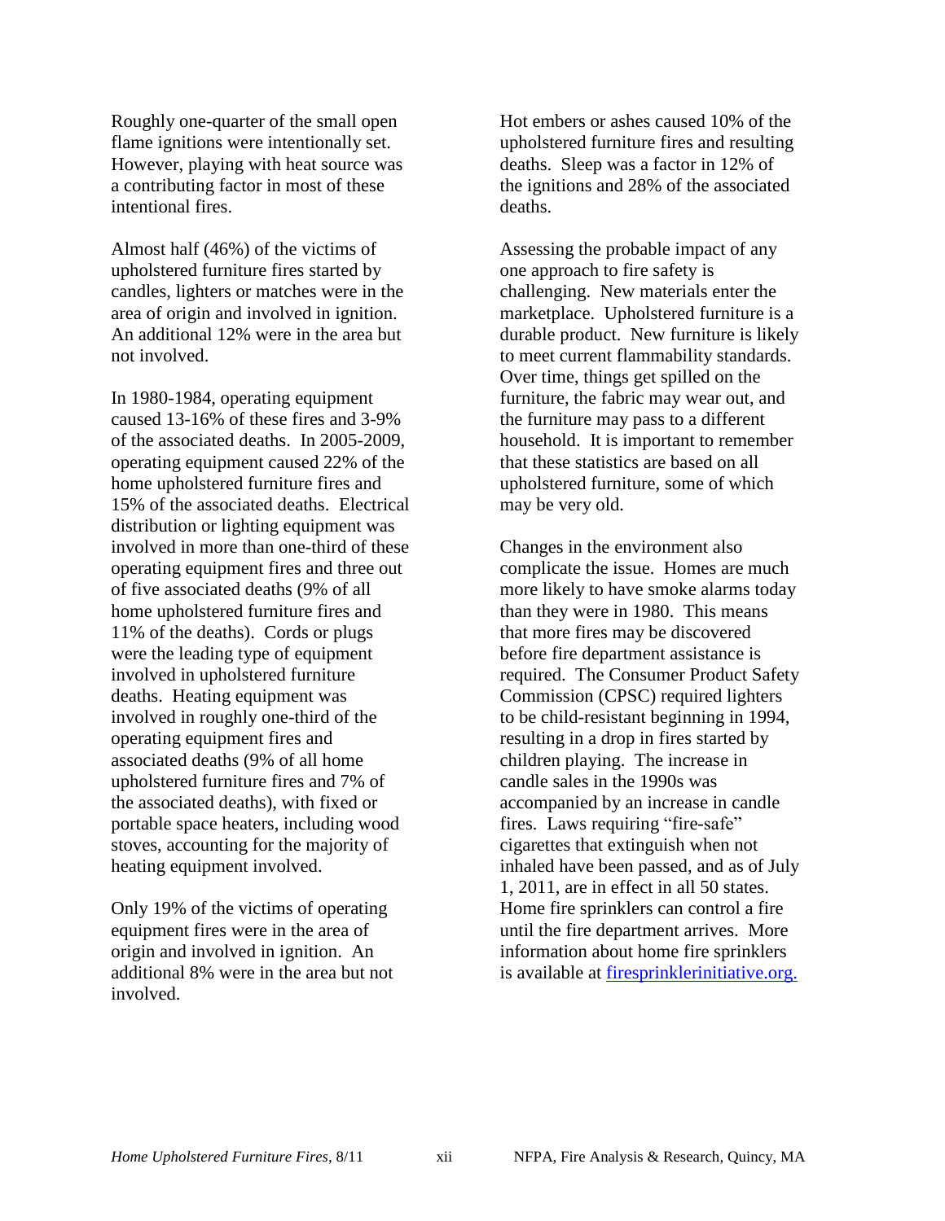Roughly one-quarter of the small open flame ignitions were intentionally set. However, playing with heat source was a contributing factor in most of these intentional fires.

Almost half (46%) of the victims of upholstered furniture fires started by candles, lighters or matches were in the area of origin and involved in ignition. An additional 12% were in the area but not involved.

In 1980-1984, operating equipment caused 13-16% of these fires and 3-9% of the associated deaths. In 2005-2009, operating equipment caused 22% of the home upholstered furniture fires and 15% of the associated deaths. Electrical distribution or lighting equipment was involved in more than one-third of these operating equipment fires and three out of five associated deaths (9% of all home upholstered furniture fires and 11% of the deaths). Cords or plugs were the leading type of equipment involved in upholstered furniture deaths. Heating equipment was involved in roughly one-third of the operating equipment fires and associated deaths (9% of all home upholstered furniture fires and 7% of the associated deaths), with fixed or portable space heaters, including wood stoves, accounting for the majority of heating equipment involved.

Only 19% of the victims of operating equipment fires were in the area of origin and involved in ignition. An additional 8% were in the area but not involved.

Hot embers or ashes caused 10% of the upholstered furniture fires and resulting deaths. Sleep was a factor in 12% of the ignitions and 28% of the associated deaths.

Assessing the probable impact of any one approach to fire safety is challenging. New materials enter the marketplace. Upholstered furniture is a durable product. New furniture is likely to meet current flammability standards. Over time, things get spilled on the furniture, the fabric may wear out, and the furniture may pass to a different household. It is important to remember that these statistics are based on all upholstered furniture, some of which may be very old.

Changes in the environment also complicate the issue. Homes are much more likely to have smoke alarms today than they were in 1980. This means that more fires may be discovered before fire department assistance is required. The Consumer Product Safety Commission (CPSC) required lighters to be child-resistant beginning in 1994, resulting in a drop in fires started by children playing. The increase in candle sales in the 1990s was accompanied by an increase in candle fires. Laws requiring "fire-safe" cigarettes that extinguish when not inhaled have been passed, and as of July 1, 2011, are in effect in all 50 states. Home fire sprinklers can control a fire until the fire department arrives. More information about home fire sprinklers is available at [firesprinklerinitiative.org.](firesprinklerinitiative.org)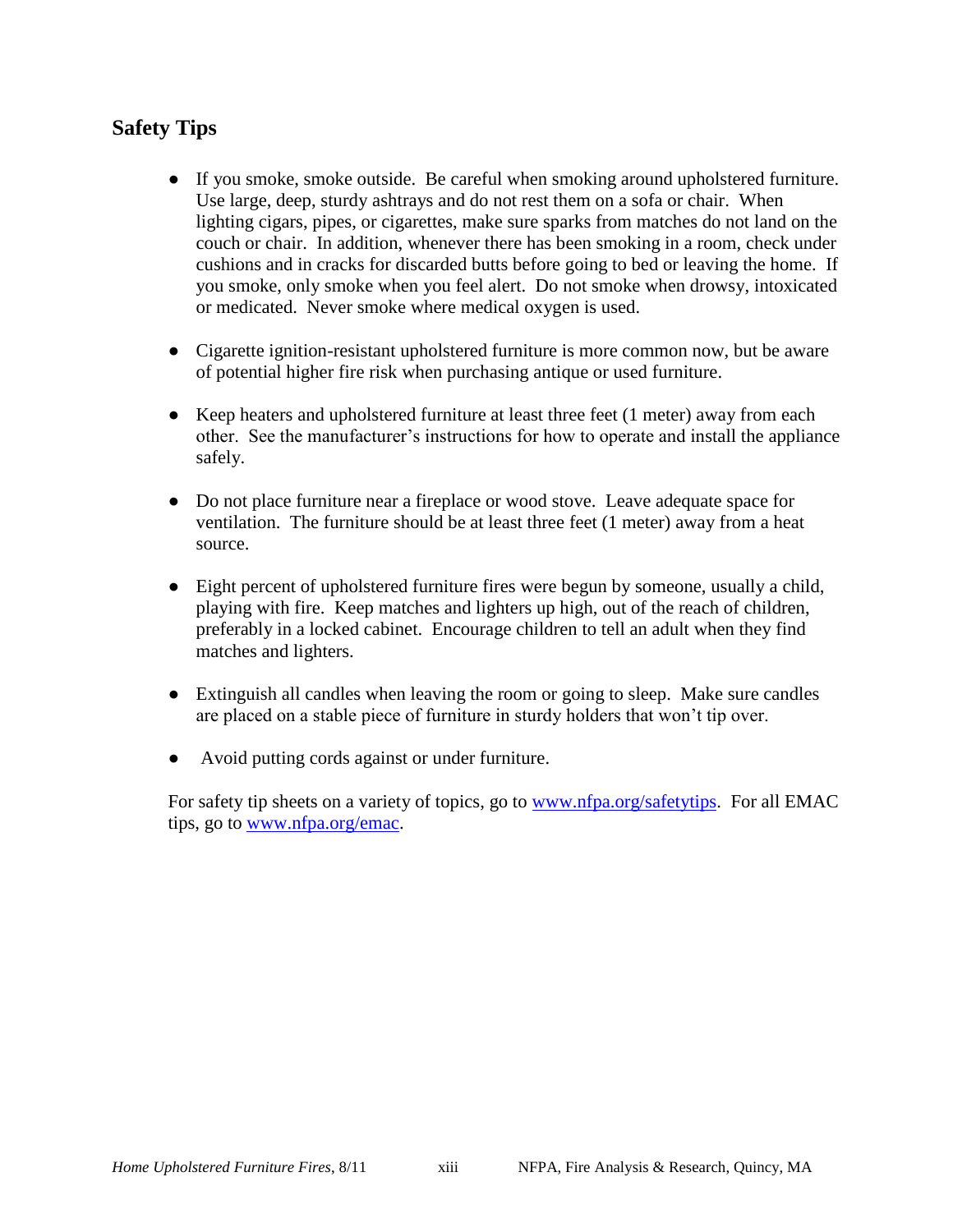## Safety Tips

- If you smoke, smoke outside. Be careful when smoking around upholstered furniture. Use large, deep, sturdy ashtrays and do not rest them on a sofa or chair. When lighting cigars, pipes, or cigarettes, make sure sparks from matches do not land on the couch or chair. In addition, whenever there has been smoking in a room, check under cushions and in cracks for discarded butts before going to bed or leaving the home. If you smoke, only smoke when you feel alert. Do not smoke when drowsy, intoxicated or medicated. Never smoke where medical oxygen is used.

- Cigarette ignition-resistant upholstered furniture is more common now, but be aware of potential higher fire risk when purchasing antique or used furniture.

- Keep heaters and upholstered furniture at least three feet (1 meter) away from each other. See the manufacturer's instructions for how to operate and install the appliance safely.

- Do not place furniture near a fireplace or wood stove. Leave adequate space for ventilation. The furniture should be at least three feet (1 meter) away from a heat source.

- Eight percent of upholstered furniture fires were begun by someone, usually a child, playing with fire. Keep matches and lighters up high, out of the reach of children, preferably in a locked cabinet. Encourage children to tell an adult when they find matches and lighters.

- Extinguish all candles when leaving the room or going to sleep. Make sure candles are placed on a stable piece of furniture in sturdy holders that won't tip over.

- Avoid putting cords against or under furniture.

For safety tip sheets on a variety of topics, go to [www.nfpa.org/safetytips](http://www.nfpa.org/safetytips). For all EMAC tips, go to [www.nfpa.org/emac](http://www.nfpa.org/emac).